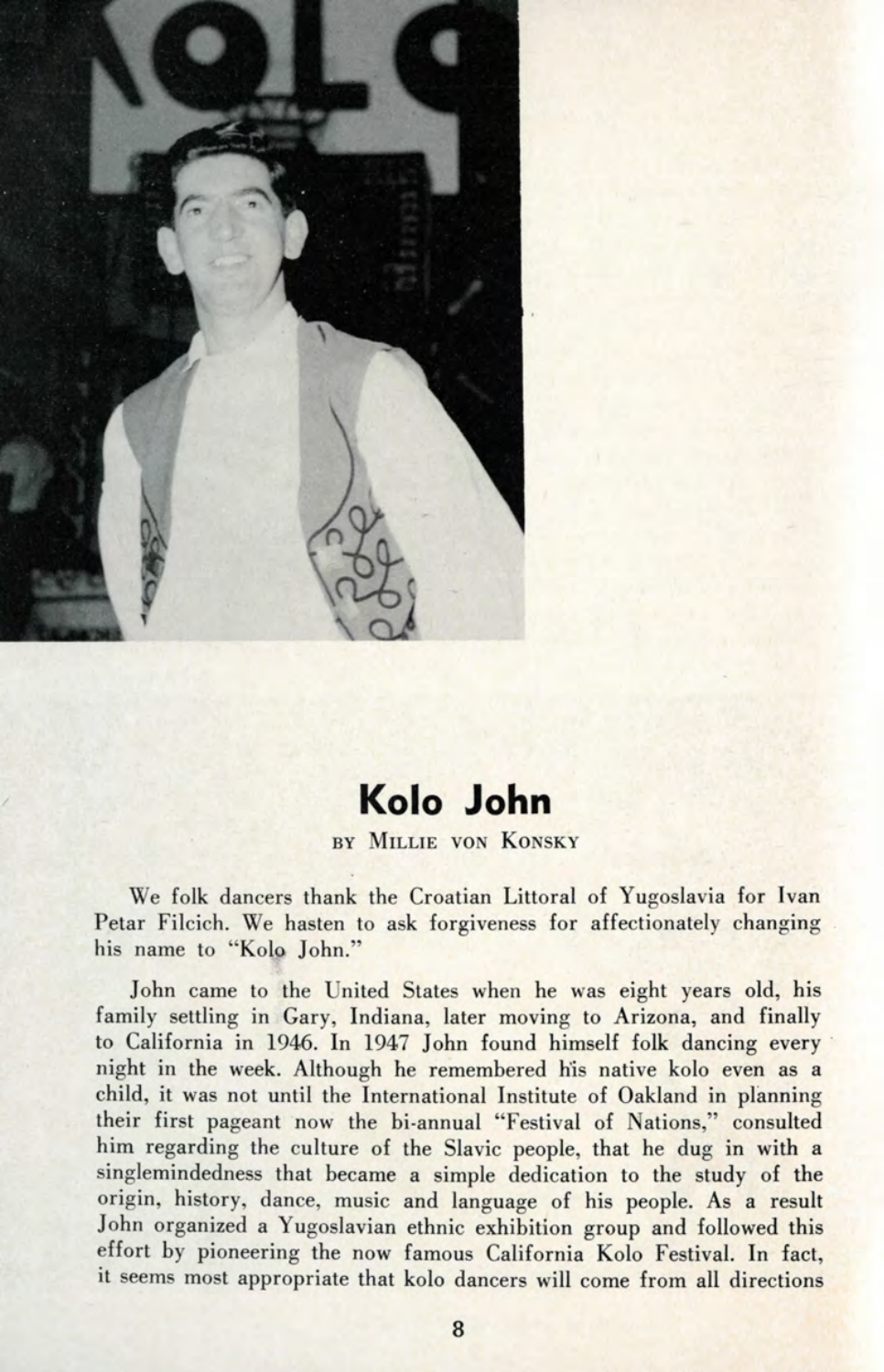# Kolo John

BY MILLIE VON KONSKY

We folk dancers thank the Croatian Littoral of Yugoslavia for Ivan Petar Filcich. We hasten to ask forgiveness for affectionately changing his name to "Kolo John."

John came to the United States when he was eight years old, his family settling in Gary, Indiana, later moving to Arizona, and finally to California in 1946. In 1947 John found himself folk dancing every night in the week. Although he remembered his native kolo even as a child, it was not until the International Institute of Oakland in planning their first pageant now the bi-annual "Festival of Nations," consulted him regarding the culture of the Slavic people, that he dug in with a singlemindedness that became a simple dedication to the study of the origin, history, dance, music and language of his people. As a result John organized a Yugoslavian ethnic exhibition group and followed this effort by pioneering the now famous California Kolo Festival. In fact, it seems most appropriate that kolo dancers will come from all directions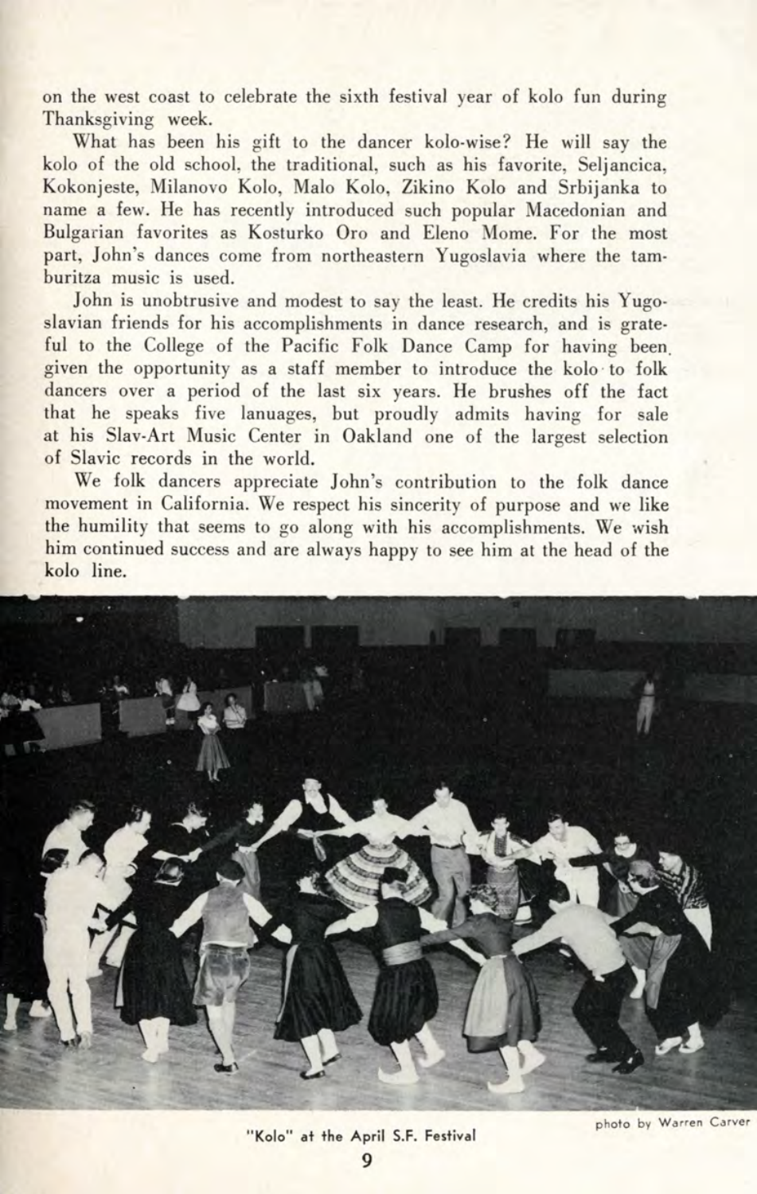on the west coast to celebrate the sixth festival year of kolo fun during Thanksgiving week.

What has been his gift to the dancer kolo-wise? He will say the kolo of the old school, the traditional, such as his favorite, Seljancica, Kokonjeste, Milanovo Kolo, Malo Kolo, Zikino Kolo and Srbijanka to name a few. He has recently introduced such popular Macedonian and Bulgarian favorites as Kosturko Oro and Eleno Mome. For the most part, John's dances come from northeastern Yugoslavia where the tamburitza music is used.

John is unobtrusive and modest to say the least. He credits his Yugoslavian friends for his accomplishments in dance research, and is grateful to the College of the Pacific Folk Dance Camp for having been given the opportunity as a staff member to introduce the kolo to folk dancers over a period of the last six years. He brushes off the fact that he speaks five lanuages, but proudly admits having for sale at his Slav-Art Music Center in Oakland one of the largest selection of Slavic records in the world.

We folk dancers appreciate John's contribution to the folk dance movement in California. We respect his sincerity of purpose and we like the humility that seems to go along with his accomplishments. We wish him continued success and are always happy to see him at the head of the kolo line.

photo by Warren Carver

"Kolo" at the April S.F. Festival